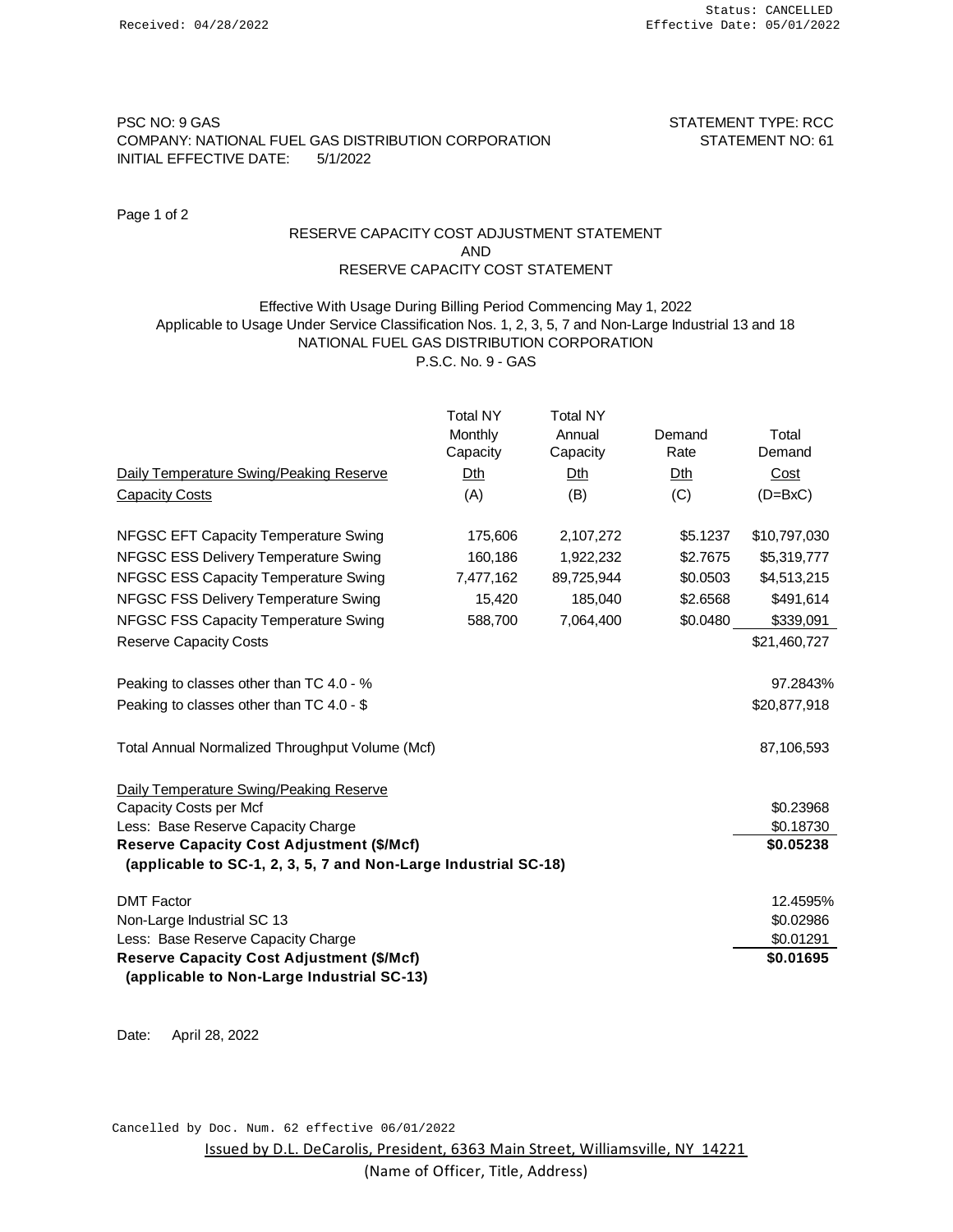Received: 04/28/2022

Status: CANCELLED
Effective Date: 05/01/2022

PSC NO: 9 GAS
COMPANY: NATIONAL FUEL GAS DISTRIBUTION CORPORATION
INITIAL EFFECTIVE DATE: 5/1/2022

STATEMENT TYPE: RCC
STATEMENT NO: 61

Page 1 of 2

# RESERVE CAPACITY COST ADJUSTMENT STATEMENT
# AND
# RESERVE CAPACITY COST STATEMENT

Effective With Usage During Billing Period Commencing May 1, 2022
Applicable to Usage Under Service Classification Nos. 1, 2, 3, 5, 7 and Non-Large Industrial 13 and 18
NATIONAL FUEL GAS DISTRIBUTION CORPORATION
P.S.C. No. 9 - GAS

| Daily Temperature Swing/Peaking Reserve Capacity Costs | Total NY Monthly Capacity Dth (A) | Total NY Annual Capacity Dth (B) | Demand Rate Dth (C) | Total Demand Cost (D=BxC) |
|---|---|---|---|---|
| NFGSC EFT Capacity Temperature Swing | 175,606 | 2,107,272 | \$5.1237 | \$10,797,030 |
| NFGSC ESS Delivery Temperature Swing | 160,186 | 1,922,232 | \$2.7675 | \$5,319,777 |
| NFGSC ESS Capacity Temperature Swing | 7,477,162 | 89,725,944 | \$0.0503 | \$4,513,215 |
| NFGSC FSS Delivery Temperature Swing | 15,420 | 185,040 | \$2.6568 | \$491,614 |
| NFGSC FSS Capacity Temperature Swing | 588,700 | 7,064,400 | \$0.0480 | \$339,091 |
| Reserve Capacity Costs | | | | \$21,460,727 |
| | | | | |
| Peaking to classes other than TC 4.0 - % | | | | 97.2843% |
| Peaking to classes other than TC 4.0 - \$ | | | | \$20,877,918 |
| | | | | |
| Total Annual Normalized Throughput Volume (Mcf) | | | | 87,106,593 |
| | | | | |
| Daily Temperature Swing/Peaking Reserve Capacity Costs per Mcf | | | | \$0.23968 |
| Less: Base Reserve Capacity Charge | | | | \$0.18730 |
| **Reserve Capacity Cost Adjustment (\$/Mcf) (applicable to SC-1, 2, 3, 5, 7 and Non-Large Industrial SC-18)** | | | | **\$0.05238** |
| | | | | |
| DMT Factor | | | | 12.4595% |
| Non-Large Industrial SC 13 | | | | \$0.02986 |
| Less: Base Reserve Capacity Charge | | | | \$0.01291 |
| **Reserve Capacity Cost Adjustment (\$/Mcf) (applicable to Non-Large Industrial SC-13)** | | | | **\$0.01695** |

Date: April 28, 2022

Cancelled by Doc. Num. 62 effective 06/01/2022

Issued by D.L. DeCarolis, President, 6363 Main Street, Williamsville, NY 14221
(Name of Officer, Title, Address)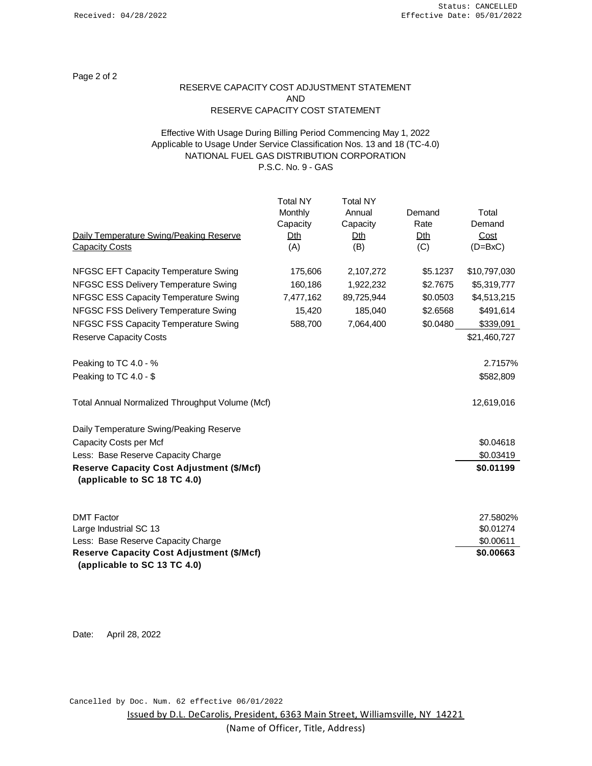RESERVE CAPACITY COST ADJUSTMENT STATEMENT
AND
RESERVE CAPACITY COST STATEMENT

Effective With Usage During Billing Period Commencing May 1, 2022
Applicable to Usage Under Service Classification Nos. 13 and 18 (TC-4.0)
NATIONAL FUEL GAS DISTRIBUTION CORPORATION
P.S.C. No. 9 - GAS

| Daily Temperature Swing/Peaking Reserve Capacity Costs | Total NY Monthly Capacity Dth (A) | Total NY Annual Capacity Dth (B) | Demand Rate Dth (C) | Total Demand Cost (D=BxC) |
|---|---|---|---|---|
| NFGSC EFT Capacity Temperature Swing | 175,606 | 2,107,272 | $5.1237 | $10,797,030 |
| NFGSC ESS Delivery Temperature Swing | 160,186 | 1,922,232 | $2.7675 | $5,319,777 |
| NFGSC ESS Capacity Temperature Swing | 7,477,162 | 89,725,944 | $0.0503 | $4,513,215 |
| NFGSC FSS Delivery Temperature Swing | 15,420 | 185,040 | $2.6568 | $491,614 |
| NFGSC FSS Capacity Temperature Swing | 588,700 | 7,064,400 | $0.0480 | $339,091 |
| Reserve Capacity Costs | | | | $21,460,727 |
| | | | | |
| Peaking to TC 4.0 - % | | | | 2.7157% |
| Peaking to TC 4.0 - $ | | | | $582,809 |
| | | | | |
| Total Annual Normalized Throughput Volume (Mcf) | | | | 12,619,016 |
| | | | | |
| Daily Temperature Swing/Peaking Reserve Capacity Costs per Mcf | | | | $0.04618 |
| Less: Base Reserve Capacity Charge | | | | $0.03419 |
| **Reserve Capacity Cost Adjustment ($/Mcf) (applicable to SC 18 TC 4.0)** | | | | **$0.01199** |
| | | | | |
| DMT Factor | | | | 27.5802% |
| Large Industrial SC 13 | | | | $0.01274 |
| Less: Base Reserve Capacity Charge | | | | $0.00611 |
| **Reserve Capacity Cost Adjustment ($/Mcf) (applicable to SC 13 TC 4.0)** | | | | **$0.00663** |

Date: April 28, 2022

Issued by D.L. DeCarolis, President, 6363 Main Street, Williamsville, NY 14221
(Name of Officer, Title, Address)